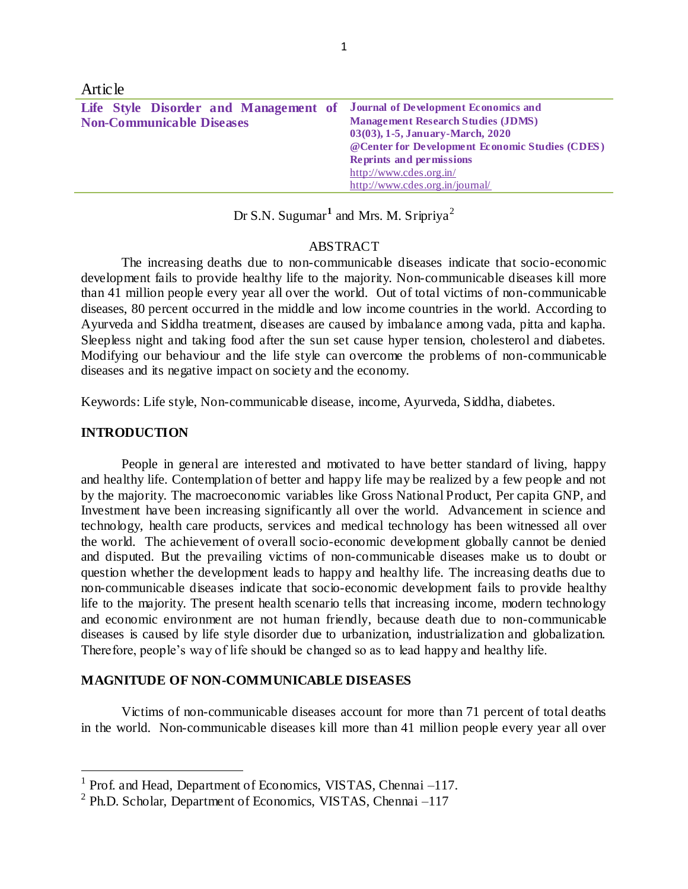Article

**Life Style Disorder and Management of Non-Communicable Diseases**

**Journal of Development Economics and Management Research Studies (JDMS)**
**03(03), 1-5, January-March, 2020**
**@Center for Development Economic Studies (CDES)**
**Reprints and permissions**
http://www.cdes.org.in/
http://www.cdes.org.in/journal/

Dr S.N. Sugumar[1] and Mrs. M. Sripriya[2]

ABSTRACT

The increasing deaths due to non-communicable diseases indicate that socio-economic development fails to provide healthy life to the majority. Non-communicable diseases kill more than 41 million people every year all over the world. Out of total victims of non-communicable diseases, 80 percent occurred in the middle and low income countries in the world. According to Ayurveda and Siddha treatment, diseases are caused by imbalance among vada, pitta and kapha. Sleepless night and taking food after the sun set cause hyper tension, cholesterol and diabetes. Modifying our behaviour and the life style can overcome the problems of non-communicable diseases and its negative impact on society and the economy.

Keywords: Life style, Non-communicable disease, income, Ayurveda, Siddha, diabetes.

## INTRODUCTION

People in general are interested and motivated to have better standard of living, happy and healthy life. Contemplation of better and happy life may be realized by a few people and not by the majority. The macroeconomic variables like Gross National Product, Per capita GNP, and Investment have been increasing significantly all over the world. Advancement in science and technology, health care products, services and medical technology has been witnessed all over the world. The achievement of overall socio-economic development globally cannot be denied and disputed. But the prevailing victims of non-communicable diseases make us to doubt or question whether the development leads to happy and healthy life. The increasing deaths due to non-communicable diseases indicate that socio-economic development fails to provide healthy life to the majority. The present health scenario tells that increasing income, modern technology and economic environment are not human friendly, because death due to non-communicable diseases is caused by life style disorder due to urbanization, industrialization and globalization. Therefore, people's way of life should be changed so as to lead happy and healthy life.

## MAGNITUDE OF NON-COMMUNICABLE DISEASES

Victims of non-communicable diseases account for more than 71 percent of total deaths in the world. Non-communicable diseases kill more than 41 million people every year all over

[1] Prof. and Head, Department of Economics, VISTAS, Chennai –117.

[2] Ph.D. Scholar, Department of Economics, VISTAS, Chennai –117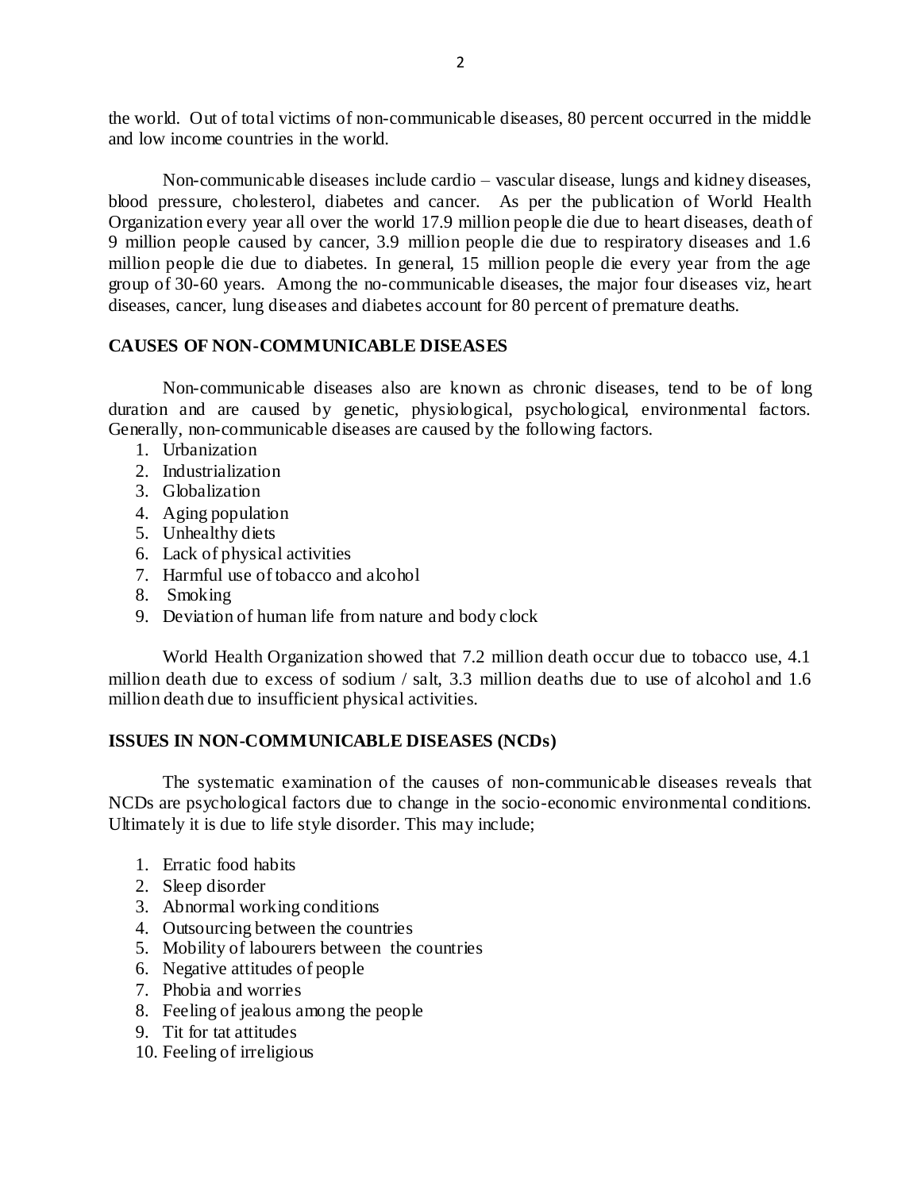the world. Out of total victims of non-communicable diseases, 80 percent occurred in the middle and low income countries in the world.

Non-communicable diseases include cardio – vascular disease, lungs and kidney diseases, blood pressure, cholesterol, diabetes and cancer. As per the publication of World Health Organization every year all over the world 17.9 million people die due to heart diseases, death of 9 million people caused by cancer, 3.9 million people die due to respiratory diseases and 1.6 million people die due to diabetes. In general, 15 million people die every year from the age group of 30-60 years. Among the no-communicable diseases, the major four diseases viz, heart diseases, cancer, lung diseases and diabetes account for 80 percent of premature deaths.

## CAUSES OF NON-COMMUNICABLE DISEASES

Non-communicable diseases also are known as chronic diseases, tend to be of long duration and are caused by genetic, physiological, psychological, environmental factors. Generally, non-communicable diseases are caused by the following factors.

1. Urbanization
2. Industrialization
3. Globalization
4. Aging population
5. Unhealthy diets
6. Lack of physical activities
7. Harmful use of tobacco and alcohol
8. Smoking
9. Deviation of human life from nature and body clock

World Health Organization showed that 7.2 million death occur due to tobacco use, 4.1 million death due to excess of sodium / salt, 3.3 million deaths due to use of alcohol and 1.6 million death due to insufficient physical activities.

## ISSUES IN NON-COMMUNICABLE DISEASES (NCDs)

The systematic examination of the causes of non-communicable diseases reveals that NCDs are psychological factors due to change in the socio-economic environmental conditions. Ultimately it is due to life style disorder. This may include;

1. Erratic food habits
2. Sleep disorder
3. Abnormal working conditions
4. Outsourcing between the countries
5. Mobility of labourers between the countries
6. Negative attitudes of people
7. Phobia and worries
8. Feeling of jealous among the people
9. Tit for tat attitudes
10. Feeling of irreligious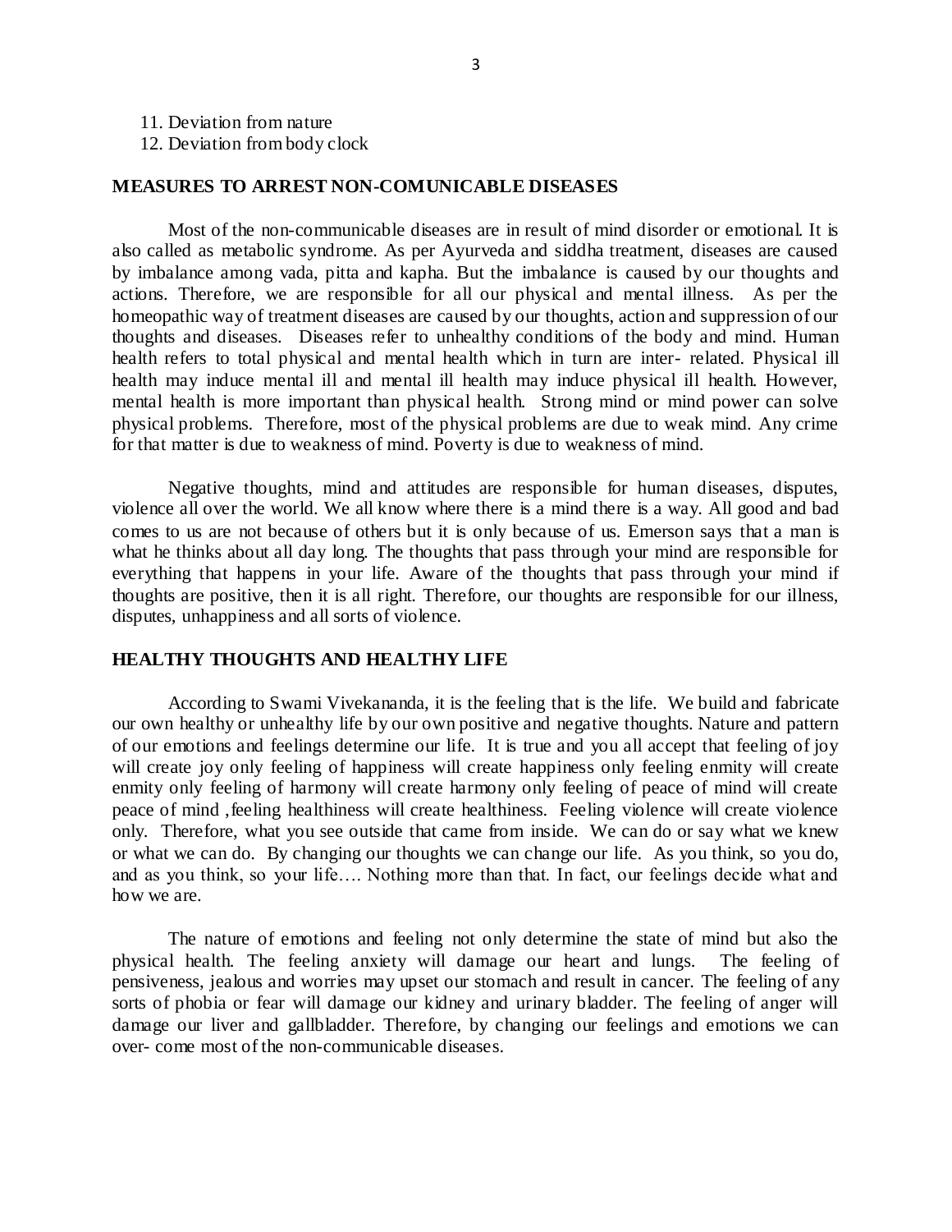11. Deviation from nature
12. Deviation from body clock

## MEASURES TO ARREST NON-COMUNICABLE DISEASES

Most of the non-communicable diseases are in result of mind disorder or emotional. It is also called as metabolic syndrome. As per Ayurveda and siddha treatment, diseases are caused by imbalance among vada, pitta and kapha. But the imbalance is caused by our thoughts and actions. Therefore, we are responsible for all our physical and mental illness. As per the homeopathic way of treatment diseases are caused by our thoughts, action and suppression of our thoughts and diseases. Diseases refer to unhealthy conditions of the body and mind. Human health refers to total physical and mental health which in turn are inter- related. Physical ill health may induce mental ill and mental ill health may induce physical ill health. However, mental health is more important than physical health. Strong mind or mind power can solve physical problems. Therefore, most of the physical problems are due to weak mind. Any crime for that matter is due to weakness of mind. Poverty is due to weakness of mind.

Negative thoughts, mind and attitudes are responsible for human diseases, disputes, violence all over the world. We all know where there is a mind there is a way. All good and bad comes to us are not because of others but it is only because of us. Emerson says that a man is what he thinks about all day long. The thoughts that pass through your mind are responsible for everything that happens in your life. Aware of the thoughts that pass through your mind if thoughts are positive, then it is all right. Therefore, our thoughts are responsible for our illness, disputes, unhappiness and all sorts of violence.

## HEALTHY THOUGHTS AND HEALTHY LIFE

According to Swami Vivekananda, it is the feeling that is the life. We build and fabricate our own healthy or unhealthy life by our own positive and negative thoughts. Nature and pattern of our emotions and feelings determine our life. It is true and you all accept that feeling of joy will create joy only feeling of happiness will create happiness only feeling enmity will create enmity only feeling of harmony will create harmony only feeling of peace of mind will create peace of mind ,feeling healthiness will create healthiness. Feeling violence will create violence only. Therefore, what you see outside that came from inside. We can do or say what we knew or what we can do. By changing our thoughts we can change our life. As you think, so you do, and as you think, so your life…. Nothing more than that. In fact, our feelings decide what and how we are.

The nature of emotions and feeling not only determine the state of mind but also the physical health. The feeling anxiety will damage our heart and lungs. The feeling of pensiveness, jealous and worries may upset our stomach and result in cancer. The feeling of any sorts of phobia or fear will damage our kidney and urinary bladder. The feeling of anger will damage our liver and gallbladder. Therefore, by changing our feelings and emotions we can over- come most of the non-communicable diseases.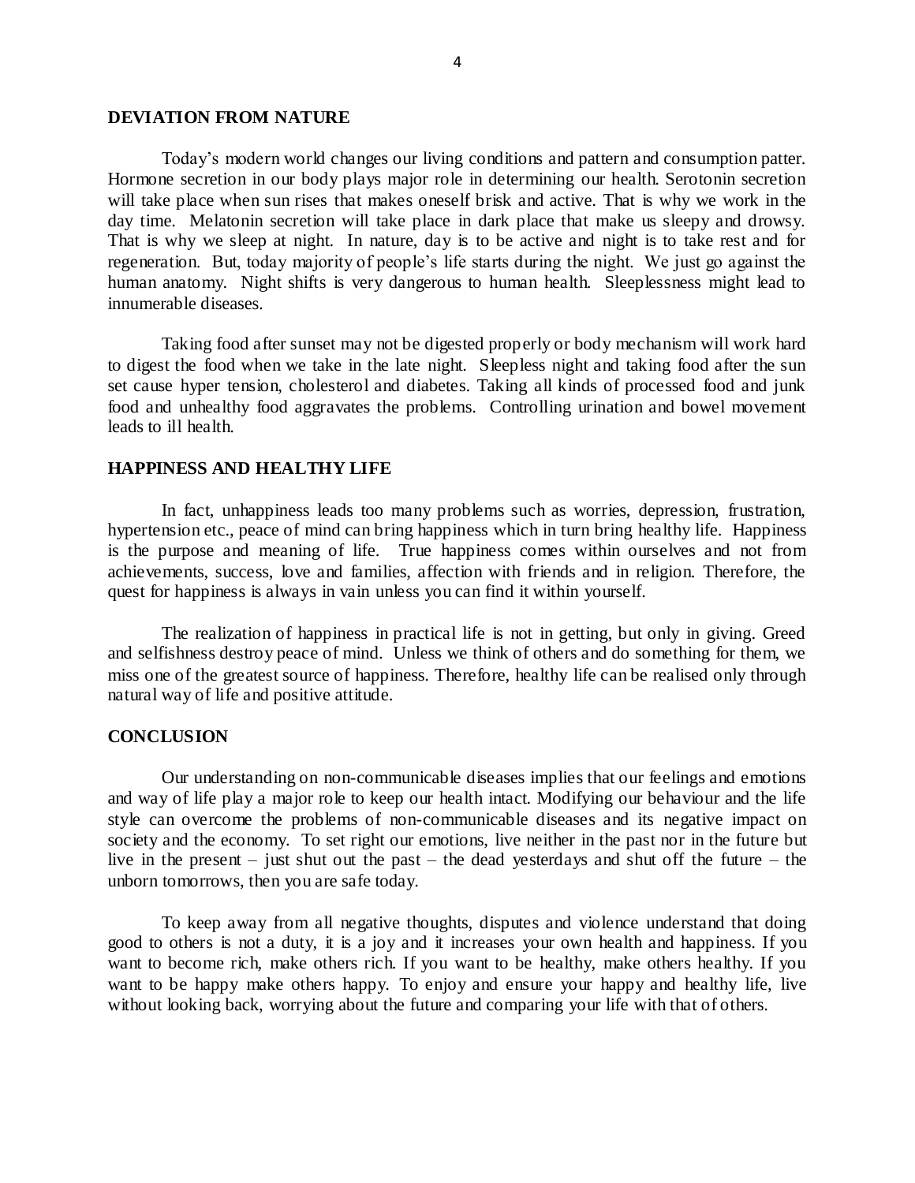## DEVIATION FROM NATURE

Today's modern world changes our living conditions and pattern and consumption patter. Hormone secretion in our body plays major role in determining our health. Serotonin secretion will take place when sun rises that makes oneself brisk and active. That is why we work in the day time. Melatonin secretion will take place in dark place that make us sleepy and drowsy. That is why we sleep at night. In nature, day is to be active and night is to take rest and for regeneration. But, today majority of people's life starts during the night. We just go against the human anatomy. Night shifts is very dangerous to human health. Sleeplessness might lead to innumerable diseases.

Taking food after sunset may not be digested properly or body mechanism will work hard to digest the food when we take in the late night. Sleepless night and taking food after the sun set cause hyper tension, cholesterol and diabetes. Taking all kinds of processed food and junk food and unhealthy food aggravates the problems. Controlling urination and bowel movement leads to ill health.

## HAPPINESS AND HEALTHY LIFE

In fact, unhappiness leads too many problems such as worries, depression, frustration, hypertension etc., peace of mind can bring happiness which in turn bring healthy life. Happiness is the purpose and meaning of life. True happiness comes within ourselves and not from achievements, success, love and families, affection with friends and in religion. Therefore, the quest for happiness is always in vain unless you can find it within yourself.

The realization of happiness in practical life is not in getting, but only in giving. Greed and selfishness destroy peace of mind. Unless we think of others and do something for them, we miss one of the greatest source of happiness. Therefore, healthy life can be realised only through natural way of life and positive attitude.

## CONCLUSION

Our understanding on non-communicable diseases implies that our feelings and emotions and way of life play a major role to keep our health intact. Modifying our behaviour and the life style can overcome the problems of non-communicable diseases and its negative impact on society and the economy. To set right our emotions, live neither in the past nor in the future but live in the present – just shut out the past – the dead yesterdays and shut off the future – the unborn tomorrows, then you are safe today.

To keep away from all negative thoughts, disputes and violence understand that doing good to others is not a duty, it is a joy and it increases your own health and happiness. If you want to become rich, make others rich. If you want to be healthy, make others healthy. If you want to be happy make others happy. To enjoy and ensure your happy and healthy life, live without looking back, worrying about the future and comparing your life with that of others.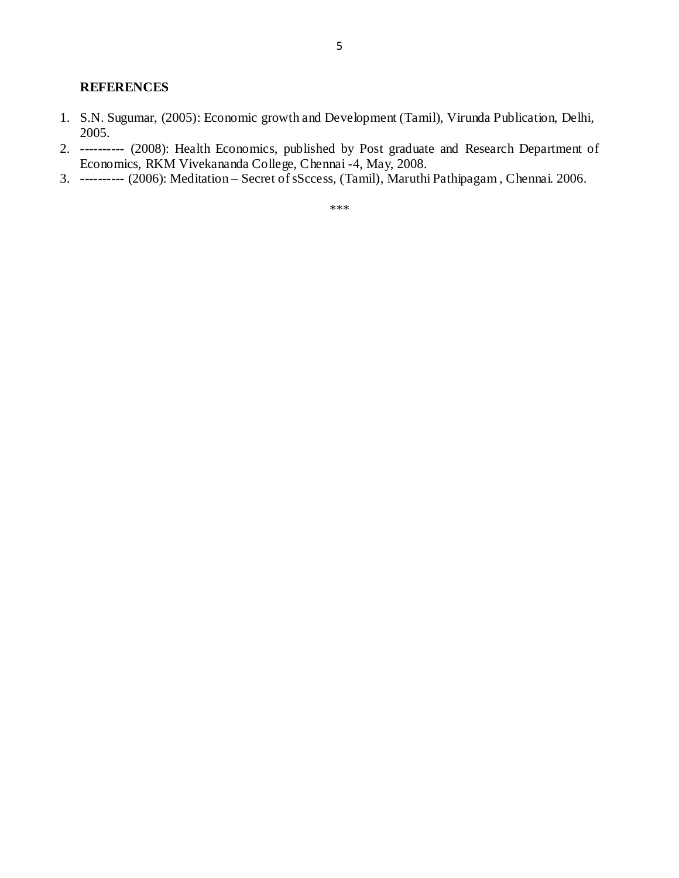**REFERENCES**

1. S.N. Sugumar, (2005): Economic growth and Development (Tamil), Virunda Publication, Delhi, 2005.
2. ---------- (2008): Health Economics, published by Post graduate and Research Department of Economics, RKM Vivekananda College, Chennai -4, May, 2008.
3. ---------- (2006): Meditation – Secret of sSccess, (Tamil), Maruthi Pathipagam , Chennai. 2006.

***